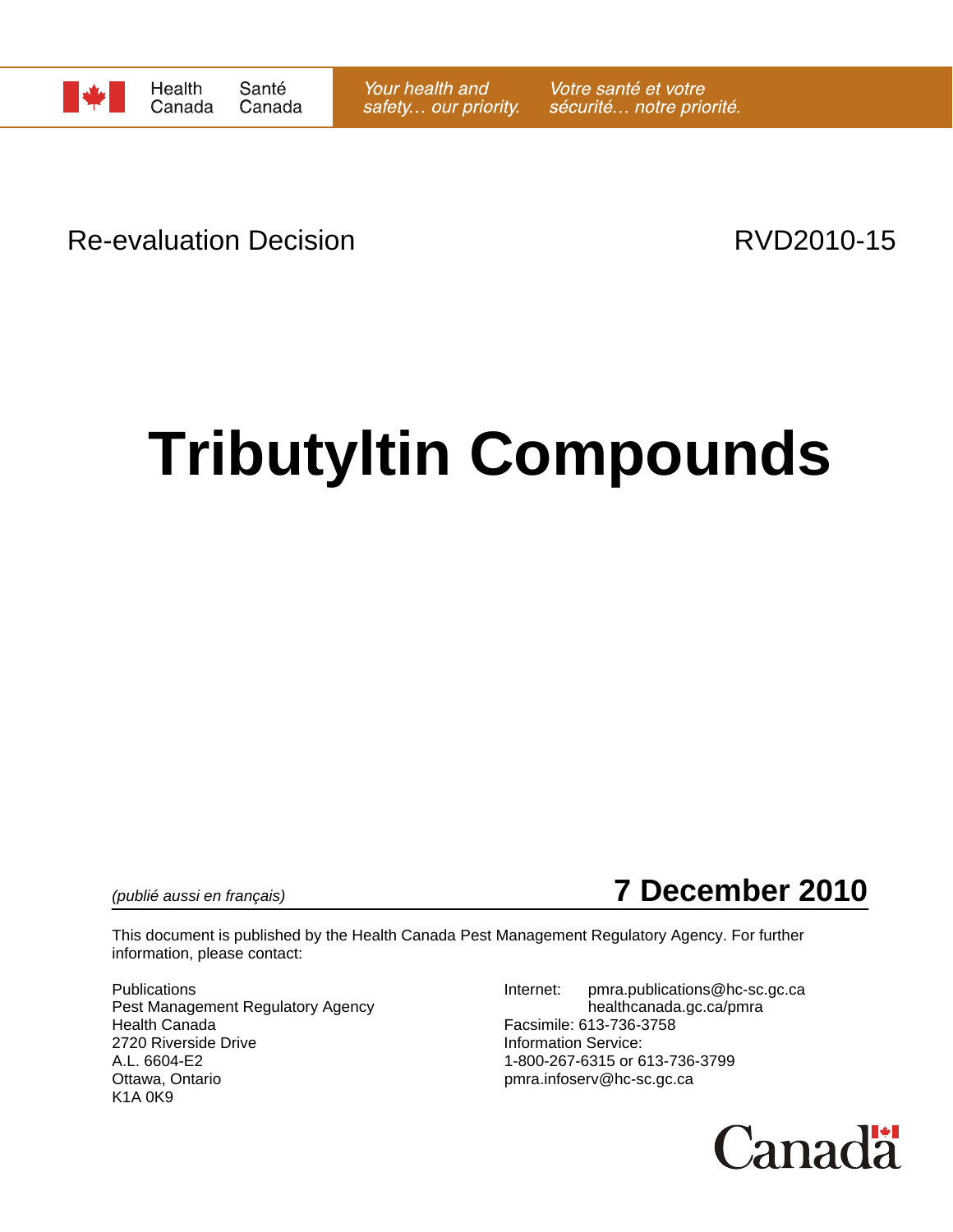Health Canada | Santé Canada

*Your health and safety… our priority.* | *Votre santé et votre sécurité… notre priorité.*

Re-evaluation Decision RVD2010-15

# Tributyltin Compounds

*(publié aussi en français)*

**7 December 2010**

This document is published by the Health Canada Pest Management Regulatory Agency. For further information, please contact:

Publications
Pest Management Regulatory Agency
Health Canada
2720 Riverside Drive
A.L. 6604-E2
Ottawa, Ontario
K1A 0K9

Internet: pmra.publications@hc-sc.gc.ca
healthcanada.gc.ca/pmra
Facsimile: 613-736-3758
Information Service:
1-800-267-6315 or 613-736-3799
pmra.infoserv@hc-sc.gc.ca

Canada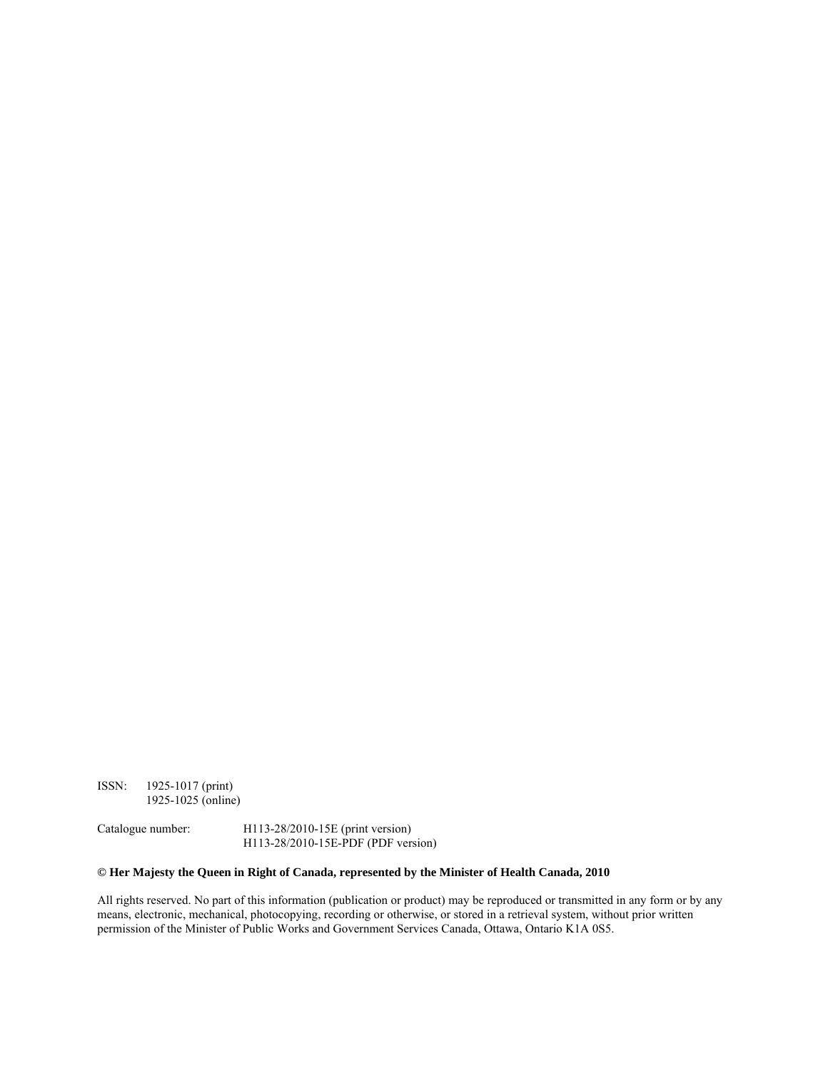ISSN: 1925-1017 (print)
1925-1025 (online)

Catalogue number: H113-28/2010-15E (print version)
H113-28/2010-15E-PDF (PDF version)

**© Her Majesty the Queen in Right of Canada, represented by the Minister of Health Canada, 2010**

All rights reserved. No part of this information (publication or product) may be reproduced or transmitted in any form or by any means, electronic, mechanical, photocopying, recording or otherwise, or stored in a retrieval system, without prior written permission of the Minister of Public Works and Government Services Canada, Ottawa, Ontario K1A 0S5.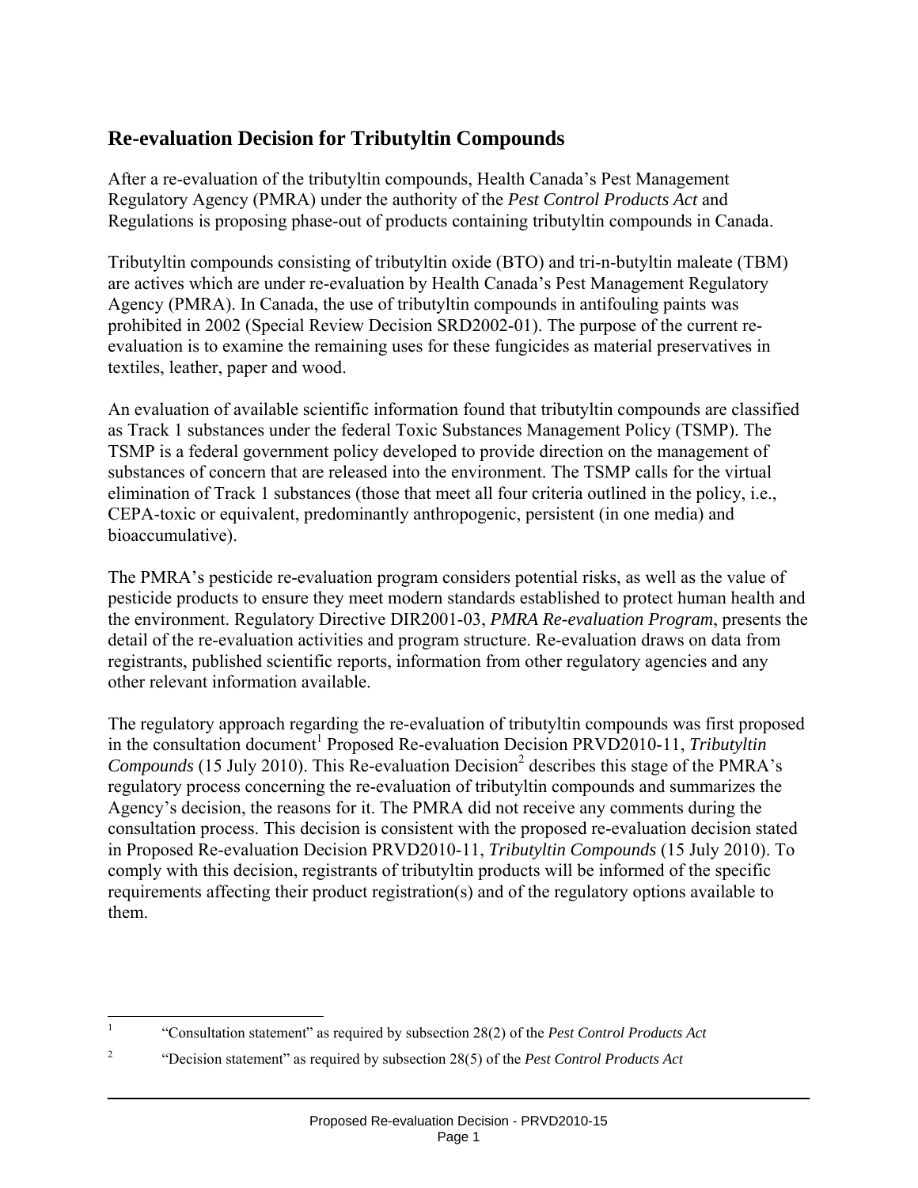## Re-evaluation Decision for Tributyltin Compounds

After a re-evaluation of the tributyltin compounds, Health Canada's Pest Management Regulatory Agency (PMRA) under the authority of the *Pest Control Products Act* and Regulations is proposing phase-out of products containing tributyltin compounds in Canada.

Tributyltin compounds consisting of tributyltin oxide (BTO) and tri-n-butyltin maleate (TBM) are actives which are under re-evaluation by Health Canada's Pest Management Regulatory Agency (PMRA). In Canada, the use of tributyltin compounds in antifouling paints was prohibited in 2002 (Special Review Decision SRD2002-01). The purpose of the current re-evaluation is to examine the remaining uses for these fungicides as material preservatives in textiles, leather, paper and wood.

An evaluation of available scientific information found that tributyltin compounds are classified as Track 1 substances under the federal Toxic Substances Management Policy (TSMP). The TSMP is a federal government policy developed to provide direction on the management of substances of concern that are released into the environment. The TSMP calls for the virtual elimination of Track 1 substances (those that meet all four criteria outlined in the policy, i.e., CEPA-toxic or equivalent, predominantly anthropogenic, persistent (in one media) and bioaccumulative).

The PMRA's pesticide re-evaluation program considers potential risks, as well as the value of pesticide products to ensure they meet modern standards established to protect human health and the environment. Regulatory Directive DIR2001-03, *PMRA Re-evaluation Program*, presents the detail of the re-evaluation activities and program structure. Re-evaluation draws on data from registrants, published scientific reports, information from other regulatory agencies and any other relevant information available.

The regulatory approach regarding the re-evaluation of tributyltin compounds was first proposed in the consultation document[1] Proposed Re-evaluation Decision PRVD2010-11, *Tributyltin Compounds* (15 July 2010). This Re-evaluation Decision[2] describes this stage of the PMRA's regulatory process concerning the re-evaluation of tributyltin compounds and summarizes the Agency's decision, the reasons for it. The PMRA did not receive any comments during the consultation process. This decision is consistent with the proposed re-evaluation decision stated in Proposed Re-evaluation Decision PRVD2010-11, *Tributyltin Compounds* (15 July 2010). To comply with this decision, registrants of tributyltin products will be informed of the specific requirements affecting their product registration(s) and of the regulatory options available to them.

---

[1] "Consultation statement" as required by subsection 28(2) of the *Pest Control Products Act*

[2] "Decision statement" as required by subsection 28(5) of the *Pest Control Products Act*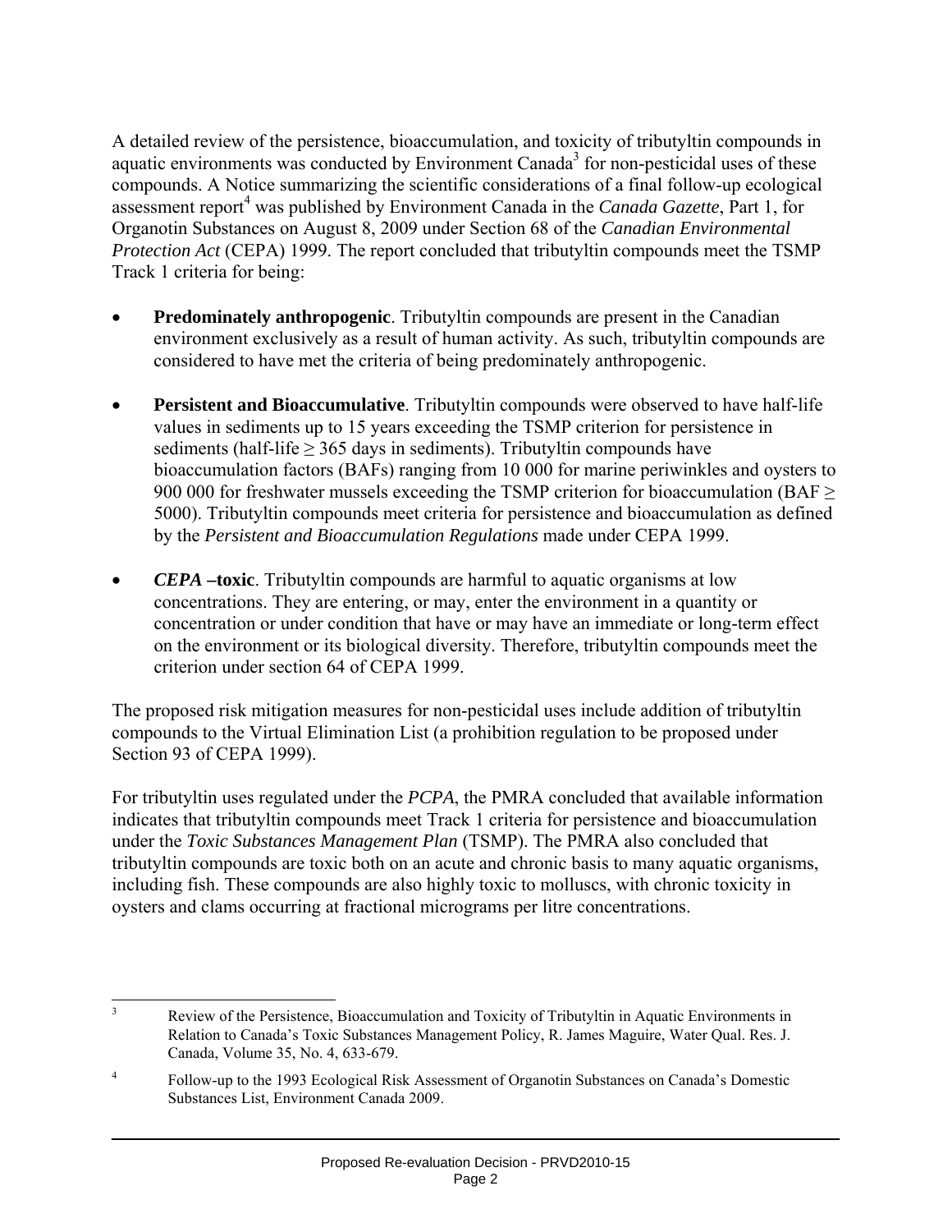A detailed review of the persistence, bioaccumulation, and toxicity of tributyltin compounds in aquatic environments was conducted by Environment Canada[3] for non-pesticidal uses of these compounds. A Notice summarizing the scientific considerations of a final follow-up ecological assessment report[4] was published by Environment Canada in the *Canada Gazette*, Part 1, for Organotin Substances on August 8, 2009 under Section 68 of the *Canadian Environmental Protection Act* (CEPA) 1999. The report concluded that tributyltin compounds meet the TSMP Track 1 criteria for being:

- **Predominately anthropogenic**. Tributyltin compounds are present in the Canadian environment exclusively as a result of human activity. As such, tributyltin compounds are considered to have met the criteria of being predominately anthropogenic.

- **Persistent and Bioaccumulative**. Tributyltin compounds were observed to have half-life values in sediments up to 15 years exceeding the TSMP criterion for persistence in sediments (half-life ≥ 365 days in sediments). Tributyltin compounds have bioaccumulation factors (BAFs) ranging from 10 000 for marine periwinkles and oysters to 900 000 for freshwater mussels exceeding the TSMP criterion for bioaccumulation (BAF ≥ 5000). Tributyltin compounds meet criteria for persistence and bioaccumulation as defined by the *Persistent and Bioaccumulation Regulations* made under CEPA 1999.

- ***CEPA* –toxic**. Tributyltin compounds are harmful to aquatic organisms at low concentrations. They are entering, or may, enter the environment in a quantity or concentration or under condition that have or may have an immediate or long-term effect on the environment or its biological diversity. Therefore, tributyltin compounds meet the criterion under section 64 of CEPA 1999.

The proposed risk mitigation measures for non-pesticidal uses include addition of tributyltin compounds to the Virtual Elimination List (a prohibition regulation to be proposed under Section 93 of CEPA 1999).

For tributyltin uses regulated under the *PCPA*, the PMRA concluded that available information indicates that tributyltin compounds meet Track 1 criteria for persistence and bioaccumulation under the *Toxic Substances Management Plan* (TSMP). The PMRA also concluded that tributyltin compounds are toxic both on an acute and chronic basis to many aquatic organisms, including fish. These compounds are also highly toxic to molluscs, with chronic toxicity in oysters and clams occurring at fractional micrograms per litre concentrations.

---

[3] Review of the Persistence, Bioaccumulation and Toxicity of Tributyltin in Aquatic Environments in Relation to Canada's Toxic Substances Management Policy, R. James Maguire, Water Qual. Res. J. Canada, Volume 35, No. 4, 633-679.

[4] Follow-up to the 1993 Ecological Risk Assessment of Organotin Substances on Canada's Domestic Substances List, Environment Canada 2009.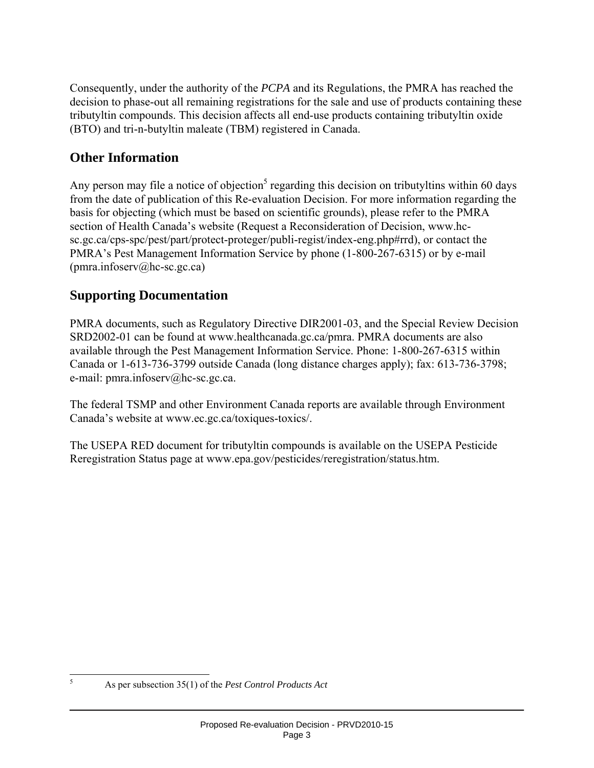Consequently, under the authority of the *PCPA* and its Regulations, the PMRA has reached the decision to phase-out all remaining registrations for the sale and use of products containing these tributyltin compounds. This decision affects all end-use products containing tributyltin oxide (BTO) and tri-n-butyltin maleate (TBM) registered in Canada.

## Other Information

Any person may file a notice of objection[5] regarding this decision on tributyltins within 60 days from the date of publication of this Re-evaluation Decision. For more information regarding the basis for objecting (which must be based on scientific grounds), please refer to the PMRA section of Health Canada's website (Request a Reconsideration of Decision, www.hc-sc.gc.ca/cps-spc/pest/part/protect-proteger/publi-regist/index-eng.php#rrd), or contact the PMRA's Pest Management Information Service by phone (1-800-267-6315) or by e-mail (pmra.infoserv@hc-sc.gc.ca)

## Supporting Documentation

PMRA documents, such as Regulatory Directive DIR2001-03, and the Special Review Decision SRD2002-01 can be found at www.healthcanada.gc.ca/pmra. PMRA documents are also available through the Pest Management Information Service. Phone: 1-800-267-6315 within Canada or 1-613-736-3799 outside Canada (long distance charges apply); fax: 613-736-3798; e-mail: pmra.infoserv@hc-sc.gc.ca.

The federal TSMP and other Environment Canada reports are available through Environment Canada's website at www.ec.gc.ca/toxiques-toxics/.

The USEPA RED document for tributyltin compounds is available on the USEPA Pesticide Reregistration Status page at www.epa.gov/pesticides/reregistration/status.htm.

---

[5] As per subsection 35(1) of the *Pest Control Products Act*